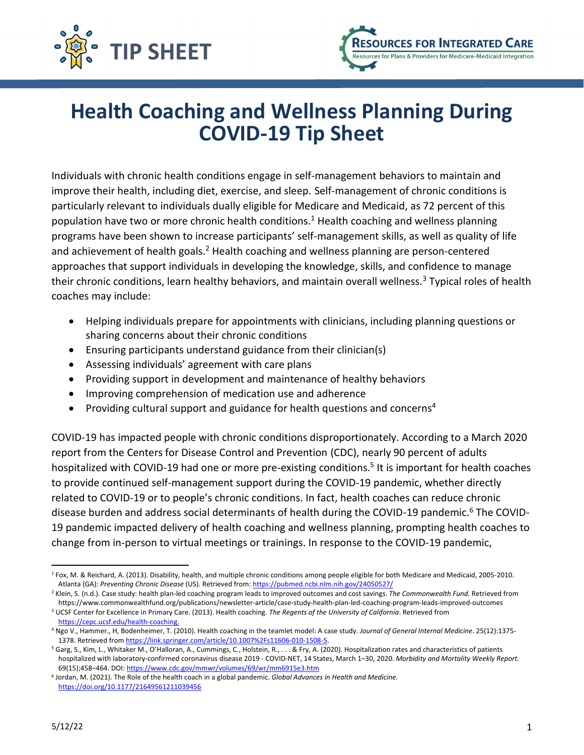TIP SHEET

**RESOURCES FOR INTEGRATED CARE**
Resources for Plans & Providers for Medicare-Medicaid Integration

# Health Coaching and Wellness Planning During COVID-19 Tip Sheet

Individuals with chronic health conditions engage in self-management behaviors to maintain and improve their health, including diet, exercise, and sleep. Self-management of chronic conditions is particularly relevant to individuals dually eligible for Medicare and Medicaid, as 72 percent of this population have two or more chronic health conditions.[1] Health coaching and wellness planning programs have been shown to increase participants' self-management skills, as well as quality of life and achievement of health goals.[2] Health coaching and wellness planning are person-centered approaches that support individuals in developing the knowledge, skills, and confidence to manage their chronic conditions, learn healthy behaviors, and maintain overall wellness.[3] Typical roles of health coaches may include:

- Helping individuals prepare for appointments with clinicians, including planning questions or sharing concerns about their chronic conditions
- Ensuring participants understand guidance from their clinician(s)
- Assessing individuals' agreement with care plans
- Providing support in development and maintenance of healthy behaviors
- Improving comprehension of medication use and adherence
- Providing cultural support and guidance for health questions and concerns[4]

COVID-19 has impacted people with chronic conditions disproportionately. According to a March 2020 report from the Centers for Disease Control and Prevention (CDC), nearly 90 percent of adults hospitalized with COVID-19 had one or more pre-existing conditions.[5] It is important for health coaches to provide continued self-management support during the COVID-19 pandemic, whether directly related to COVID-19 or to people's chronic conditions. In fact, health coaches can reduce chronic disease burden and address social determinants of health during the COVID-19 pandemic.[6] The COVID-19 pandemic impacted delivery of health coaching and wellness planning, prompting health coaches to change from in-person to virtual meetings or trainings. In response to the COVID-19 pandemic,

---

[1] Fox, M. & Reichard, A. (2013). Disability, health, and multiple chronic conditions among people eligible for both Medicare and Medicaid, 2005-2010. Atlanta (GA): *Preventing Chronic Disease* (US). Retrieved from: https://pubmed.ncbi.nlm.nih.gov/24050527/

[2] Klein, S. (n.d.). Case study: health plan-led coaching program leads to improved outcomes and cost savings. *The Commonwealth Fund.* Retrieved from https://www.commonwealthfund.org/publications/newsletter-article/case-study-health-plan-led-coaching-program-leads-improved-outcomes

[3] UCSF Center for Excellence in Primary Care. (2013). Health coaching. *The Regents of the University of California*. Retrieved from https://cepc.ucsf.edu/health-coaching.

[4] Ngo V., Hammer., H, Bodenheimer, T. (2010). Health coaching in the teamlet model: A case study. *Journal of General Internal Medicine*. 25(12):1375-1378. Retrieved from https://link.springer.com/article/10.1007%2Fs11606-010-1508-5.

[5] Garg, S., Kim, L., Whitaker M., O'Halloran, A., Cummings, C., Holstein, R., . . . & Fry, A. (2020). Hospitalization rates and characteristics of patients hospitalized with laboratory-confirmed coronavirus disease 2019 - COVID-NET, 14 States, March 1–30, 2020. *Morbidity and Mortality Weekly Report.* 69(15);458–464. DOI: https://www.cdc.gov/mmwr/volumes/69/wr/mm6915e3.htm

[6] Jordan, M. (2021). The Role of the health coach in a global pandemic. *Global Advances in Health and Medicine.* https://doi.org/10.1177/21649561211039456

5/12/22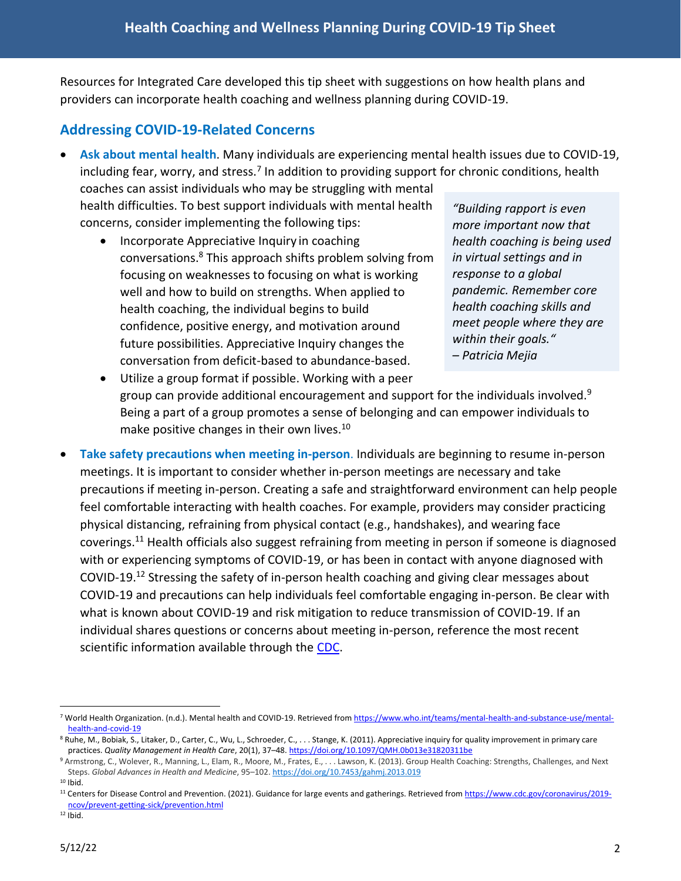Resources for Integrated Care developed this tip sheet with suggestions on how health plans and providers can incorporate health coaching and wellness planning during COVID-19.

## Addressing COVID-19-Related Concerns

- **Ask about mental health**. Many individuals are experiencing mental health issues due to COVID-19, including fear, worry, and stress.[7] In addition to providing support for chronic conditions, health coaches can assist individuals who may be struggling with mental health difficulties. To best support individuals with mental health concerns, consider implementing the following tips:
  - Incorporate Appreciative Inquiry in coaching conversations.[8] This approach shifts problem solving from focusing on weaknesses to focusing on what is working well and how to build on strengths. When applied to health coaching, the individual begins to build confidence, positive energy, and motivation around future possibilities. Appreciative Inquiry changes the conversation from deficit-based to abundance-based.
  - Utilize a group format if possible. Working with a peer group can provide additional encouragement and support for the individuals involved.[9] Being a part of a group promotes a sense of belonging and can empower individuals to make positive changes in their own lives.[10]

> *"Building rapport is even more important now that health coaching is being used in virtual settings and in response to a global pandemic. Remember core health coaching skills and meet people where they are within their goals." – Patricia Mejia*

- **Take safety precautions when meeting in-person**. Individuals are beginning to resume in-person meetings. It is important to consider whether in-person meetings are necessary and take precautions if meeting in-person. Creating a safe and straightforward environment can help people feel comfortable interacting with health coaches. For example, providers may consider practicing physical distancing, refraining from physical contact (e.g., handshakes), and wearing face coverings.[11] Health officials also suggest refraining from meeting in person if someone is diagnosed with or experiencing symptoms of COVID-19, or has been in contact with anyone diagnosed with COVID-19.[12] Stressing the safety of in-person health coaching and giving clear messages about COVID-19 and precautions can help individuals feel comfortable engaging in-person. Be clear with what is known about COVID-19 and risk mitigation to reduce transmission of COVID-19. If an individual shares questions or concerns about meeting in-person, reference the most recent scientific information available through the CDC.

---

[7] World Health Organization. (n.d.). Mental health and COVID-19. Retrieved from https://www.who.int/teams/mental-health-and-substance-use/mental-health-and-covid-19

[8] Ruhe, M., Bobiak, S., Litaker, D., Carter, C., Wu, L., Schroeder, C., . . . Stange, K. (2011). Appreciative inquiry for quality improvement in primary care practices. *Quality Management in Health Care*, 20(1), 37–48. https://doi.org/10.1097/QMH.0b013e31820311be

[9] Armstrong, C., Wolever, R., Manning, L., Elam, R., Moore, M., Frates, E., . . . Lawson, K. (2013). Group Health Coaching: Strengths, Challenges, and Next Steps. *Global Advances in Health and Medicine*, 95–102. https://doi.org/10.7453/gahmj.2013.019

[10] Ibid.

[11] Centers for Disease Control and Prevention. (2021). Guidance for large events and gatherings. Retrieved from https://www.cdc.gov/coronavirus/2019-ncov/prevent-getting-sick/prevention.html

[12] Ibid.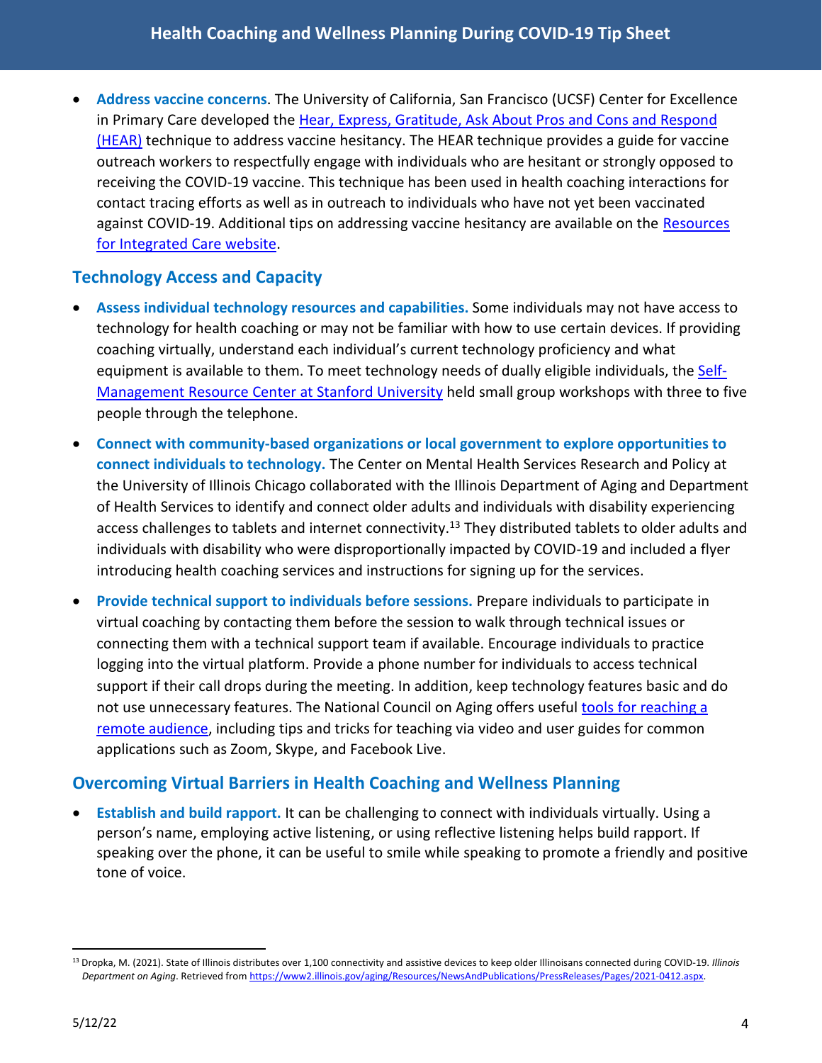- **Address vaccine concerns**. The University of California, San Francisco (UCSF) Center for Excellence in Primary Care developed the Hear, Express, Gratitude, Ask About Pros and Cons and Respond (HEAR) technique to address vaccine hesitancy. The HEAR technique provides a guide for vaccine outreach workers to respectfully engage with individuals who are hesitant or strongly opposed to receiving the COVID-19 vaccine. This technique has been used in health coaching interactions for contact tracing efforts as well as in outreach to individuals who have not yet been vaccinated against COVID-19. Additional tips on addressing vaccine hesitancy are available on the Resources for Integrated Care website.

## Technology Access and Capacity

- **Assess individual technology resources and capabilities.** Some individuals may not have access to technology for health coaching or may not be familiar with how to use certain devices. If providing coaching virtually, understand each individual's current technology proficiency and what equipment is available to them. To meet technology needs of dually eligible individuals, the Self-Management Resource Center at Stanford University held small group workshops with three to five people through the telephone.
- **Connect with community-based organizations or local government to explore opportunities to connect individuals to technology.** The Center on Mental Health Services Research and Policy at the University of Illinois Chicago collaborated with the Illinois Department of Aging and Department of Health Services to identify and connect older adults and individuals with disability experiencing access challenges to tablets and internet connectivity.[13] They distributed tablets to older adults and individuals with disability who were disproportionally impacted by COVID-19 and included a flyer introducing health coaching services and instructions for signing up for the services.
- **Provide technical support to individuals before sessions.** Prepare individuals to participate in virtual coaching by contacting them before the session to walk through technical issues or connecting them with a technical support team if available. Encourage individuals to practice logging into the virtual platform. Provide a phone number for individuals to access technical support if their call drops during the meeting. In addition, keep technology features basic and do not use unnecessary features. The National Council on Aging offers useful tools for reaching a remote audience, including tips and tricks for teaching via video and user guides for common applications such as Zoom, Skype, and Facebook Live.

## Overcoming Virtual Barriers in Health Coaching and Wellness Planning

- **Establish and build rapport.** It can be challenging to connect with individuals virtually. Using a person's name, employing active listening, or using reflective listening helps build rapport. If speaking over the phone, it can be useful to smile while speaking to promote a friendly and positive tone of voice.

---

[13] Dropka, M. (2021). State of Illinois distributes over 1,100 connectivity and assistive devices to keep older Illinoisans connected during COVID-19. *Illinois Department on Aging*. Retrieved from https://www2.illinois.gov/aging/Resources/NewsAndPublications/PressReleases/Pages/2021-0412.aspx.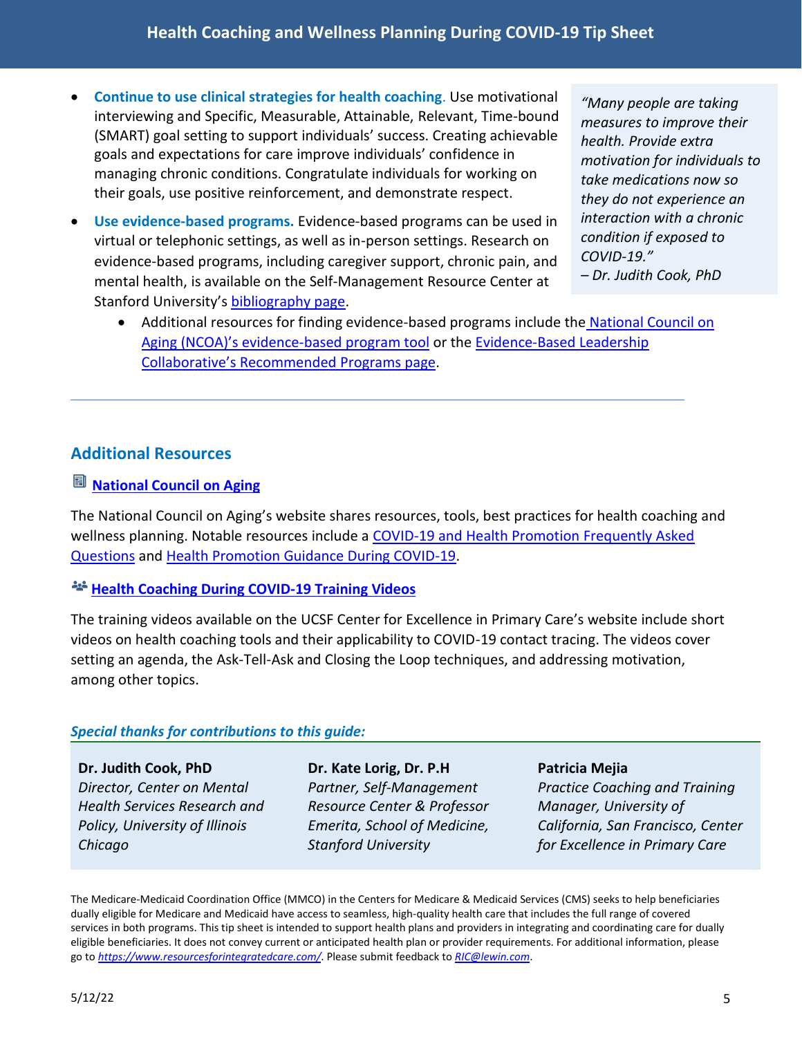- **Continue to use clinical strategies for health coaching**. Use motivational interviewing and Specific, Measurable, Attainable, Relevant, Time-bound (SMART) goal setting to support individuals' success. Creating achievable goals and expectations for care improve individuals' confidence in managing chronic conditions. Congratulate individuals for working on their goals, use positive reinforcement, and demonstrate respect.
- **Use evidence-based programs.** Evidence-based programs can be used in virtual or telephonic settings, as well as in-person settings. Research on evidence-based programs, including caregiver support, chronic pain, and mental health, is available on the Self-Management Resource Center at Stanford University's bibliography page.
  - Additional resources for finding evidence-based programs include the National Council on Aging (NCOA)'s evidence-based program tool or the Evidence-Based Leadership Collaborative's Recommended Programs page.

> *"Many people are taking measures to improve their health. Provide extra motivation for individuals to take medications now so they do not experience an interaction with a chronic condition if exposed to COVID-19."*
> *– Dr. Judith Cook, PhD*

---

## Additional Resources

### National Council on Aging

The National Council on Aging's website shares resources, tools, best practices for health coaching and wellness planning. Notable resources include a COVID-19 and Health Promotion Frequently Asked Questions and Health Promotion Guidance During COVID-19.

### Health Coaching During COVID-19 Training Videos

The training videos available on the UCSF Center for Excellence in Primary Care's website include short videos on health coaching tools and their applicability to COVID-19 contact tracing. The videos cover setting an agenda, the Ask-Tell-Ask and Closing the Loop techniques, and addressing motivation, among other topics.

***Special thanks for contributions to this guide:***

**Dr. Judith Cook, PhD**
*Director, Center on Mental Health Services Research and Policy, University of Illinois Chicago*

**Dr. Kate Lorig, Dr. P.H**
*Partner, Self-Management Resource Center & Professor Emerita, School of Medicine, Stanford University*

**Patricia Mejia**
*Practice Coaching and Training Manager, University of California, San Francisco, Center for Excellence in Primary Care*

The Medicare-Medicaid Coordination Office (MMCO) in the Centers for Medicare & Medicaid Services (CMS) seeks to help beneficiaries dually eligible for Medicare and Medicaid have access to seamless, high-quality health care that includes the full range of covered services in both programs. This tip sheet is intended to support health plans and providers in integrating and coordinating care for dually eligible beneficiaries. It does not convey current or anticipated health plan or provider requirements. For additional information, please go to *https://www.resourcesforintegratedcare.com/*. Please submit feedback to *RIC@lewin.com*.

5/12/22